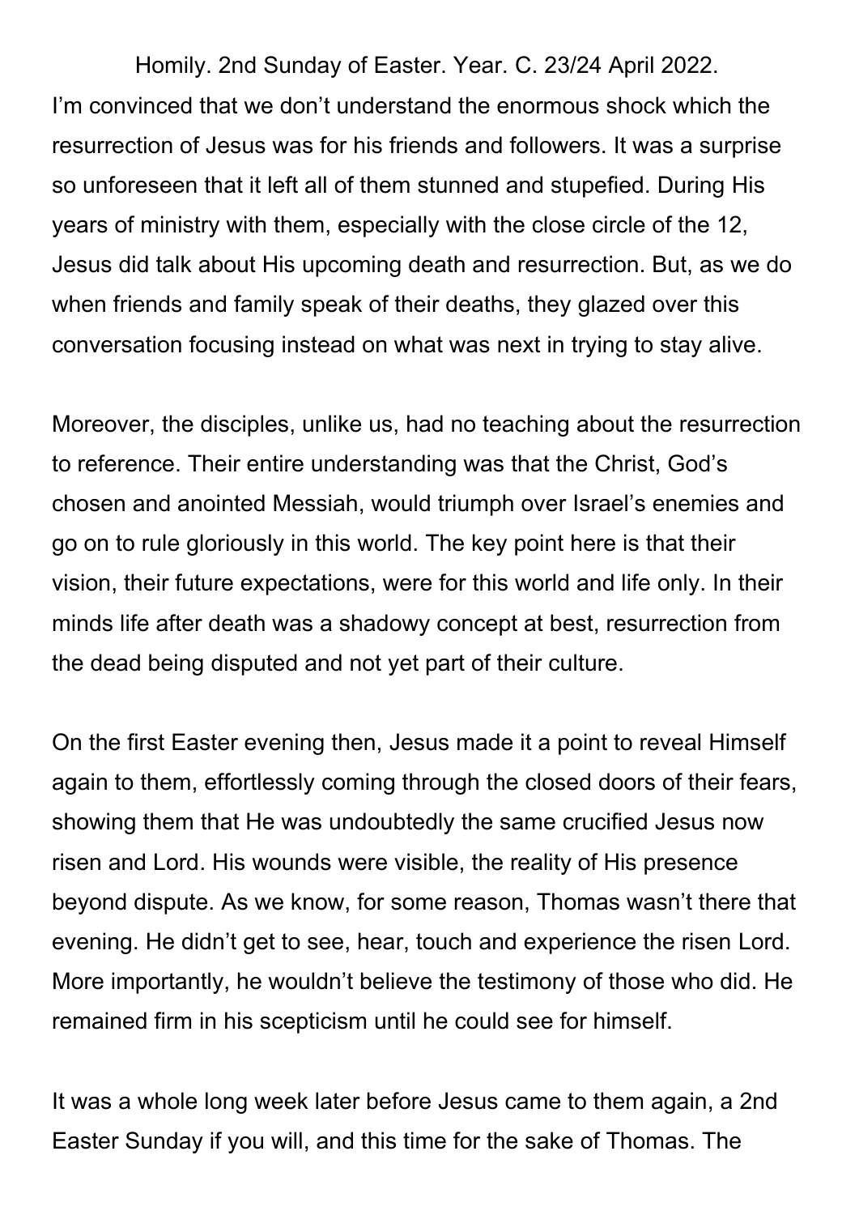Homily. 2nd Sunday of Easter. Year. C. 23/24 April 2022.

I'm convinced that we don't understand the enormous shock which the resurrection of Jesus was for his friends and followers. It was a surprise so unforeseen that it left all of them stunned and stupefied. During His years of ministry with them, especially with the close circle of the 12, Jesus did talk about His upcoming death and resurrection. But, as we do when friends and family speak of their deaths, they glazed over this conversation focusing instead on what was next in trying to stay alive.

Moreover, the disciples, unlike us, had no teaching about the resurrection to reference. Their entire understanding was that the Christ, God's chosen and anointed Messiah, would triumph over Israel's enemies and go on to rule gloriously in this world. The key point here is that their vision, their future expectations, were for this world and life only. In their minds life after death was a shadowy concept at best, resurrection from the dead being disputed and not yet part of their culture.

On the first Easter evening then, Jesus made it a point to reveal Himself again to them, effortlessly coming through the closed doors of their fears, showing them that He was undoubtedly the same crucified Jesus now risen and Lord. His wounds were visible, the reality of His presence beyond dispute. As we know, for some reason, Thomas wasn't there that evening. He didn't get to see, hear, touch and experience the risen Lord. More importantly, he wouldn't believe the testimony of those who did. He remained firm in his scepticism until he could see for himself.

It was a whole long week later before Jesus came to them again, a 2nd Easter Sunday if you will, and this time for the sake of Thomas. The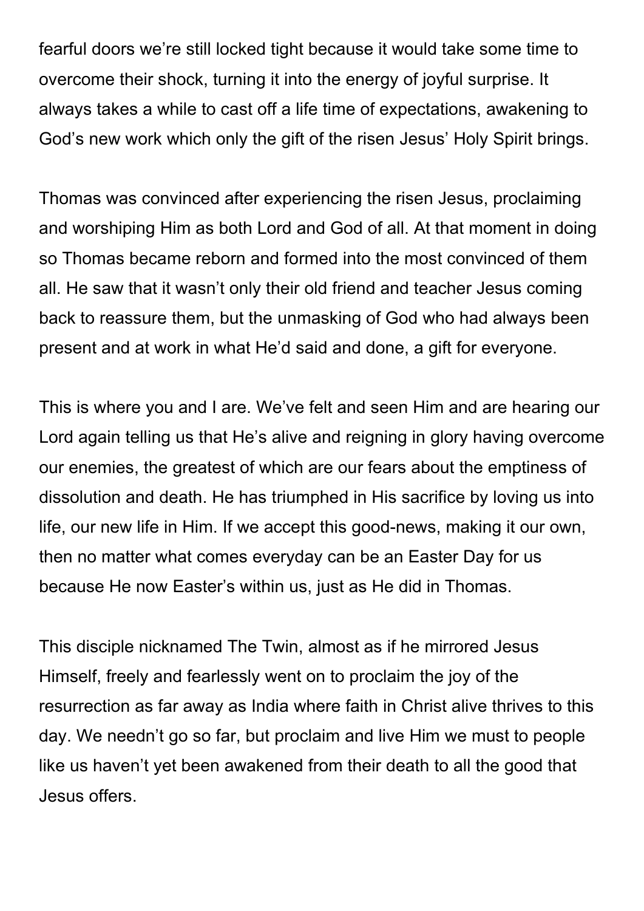fearful doors we're still locked tight because it would take some time to overcome their shock, turning it into the energy of joyful surprise. It always takes a while to cast off a life time of expectations, awakening to God's new work which only the gift of the risen Jesus' Holy Spirit brings.

Thomas was convinced after experiencing the risen Jesus, proclaiming and worshiping Him as both Lord and God of all. At that moment in doing so Thomas became reborn and formed into the most convinced of them all. He saw that it wasn't only their old friend and teacher Jesus coming back to reassure them, but the unmasking of God who had always been present and at work in what He'd said and done, a gift for everyone.

This is where you and I are. We've felt and seen Him and are hearing our Lord again telling us that He's alive and reigning in glory having overcome our enemies, the greatest of which are our fears about the emptiness of dissolution and death. He has triumphed in His sacrifice by loving us into life, our new life in Him. If we accept this good-news, making it our own, then no matter what comes everyday can be an Easter Day for us because He now Easter's within us, just as He did in Thomas.

This disciple nicknamed The Twin, almost as if he mirrored Jesus Himself, freely and fearlessly went on to proclaim the joy of the resurrection as far away as India where faith in Christ alive thrives to this day. We needn't go so far, but proclaim and live Him we must to people like us haven't yet been awakened from their death to all the good that Jesus offers.